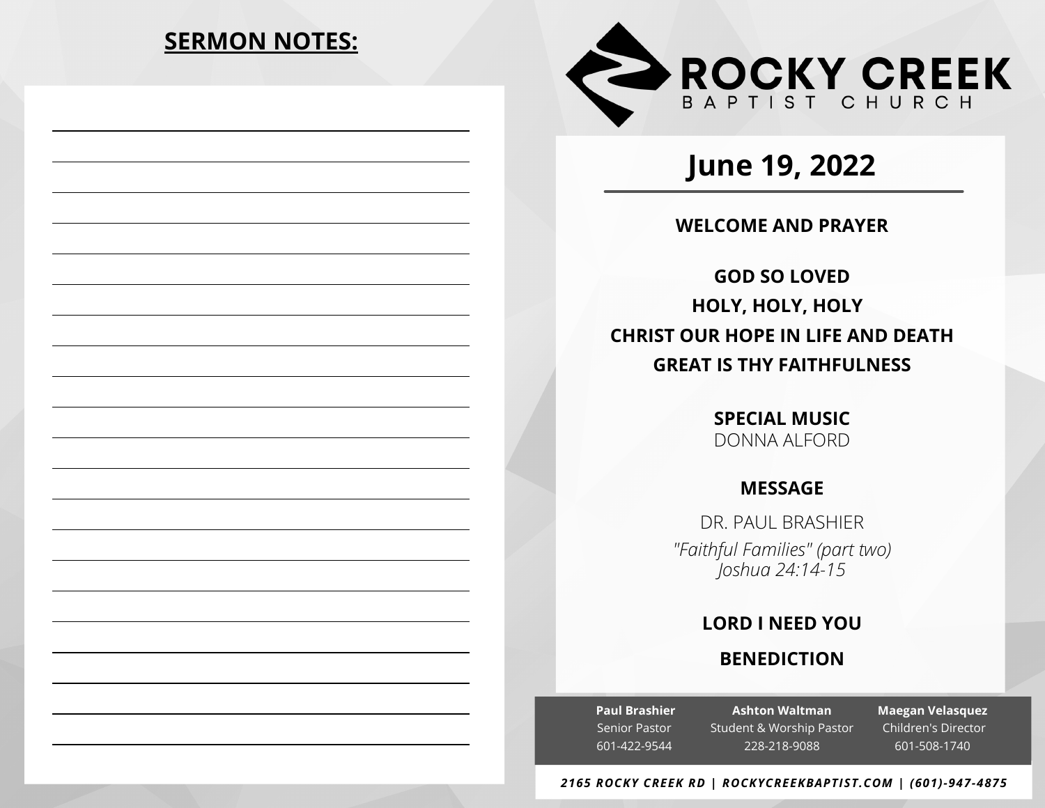## SERMON NOTES:

# ROCKY CREEK
BAPTIST CHURCH

## June 19, 2022

**WELCOME AND PRAYER**

**GOD SO LOVED**
**HOLY, HOLY, HOLY**
**CHRIST OUR HOPE IN LIFE AND DEATH**
**GREAT IS THY FAITHFULNESS**

**SPECIAL MUSIC**
DONNA ALFORD

**MESSAGE**
DR. PAUL BRASHIER
*"Faithful Families" (part two)*
*Joshua 24:14-15*

**LORD I NEED YOU**

**BENEDICTION**

| **Paul Brashier** | **Ashton Waltman** | **Maegan Velasquez** |
| --- | --- | --- |
| Senior Pastor | Student & Worship Pastor | Children's Director |
| 601-422-9544 | 228-218-9088 | 601-508-1740 |

***2165 ROCKY CREEK RD | ROCKYCREEKBAPTIST.COM | (601)-947-4875***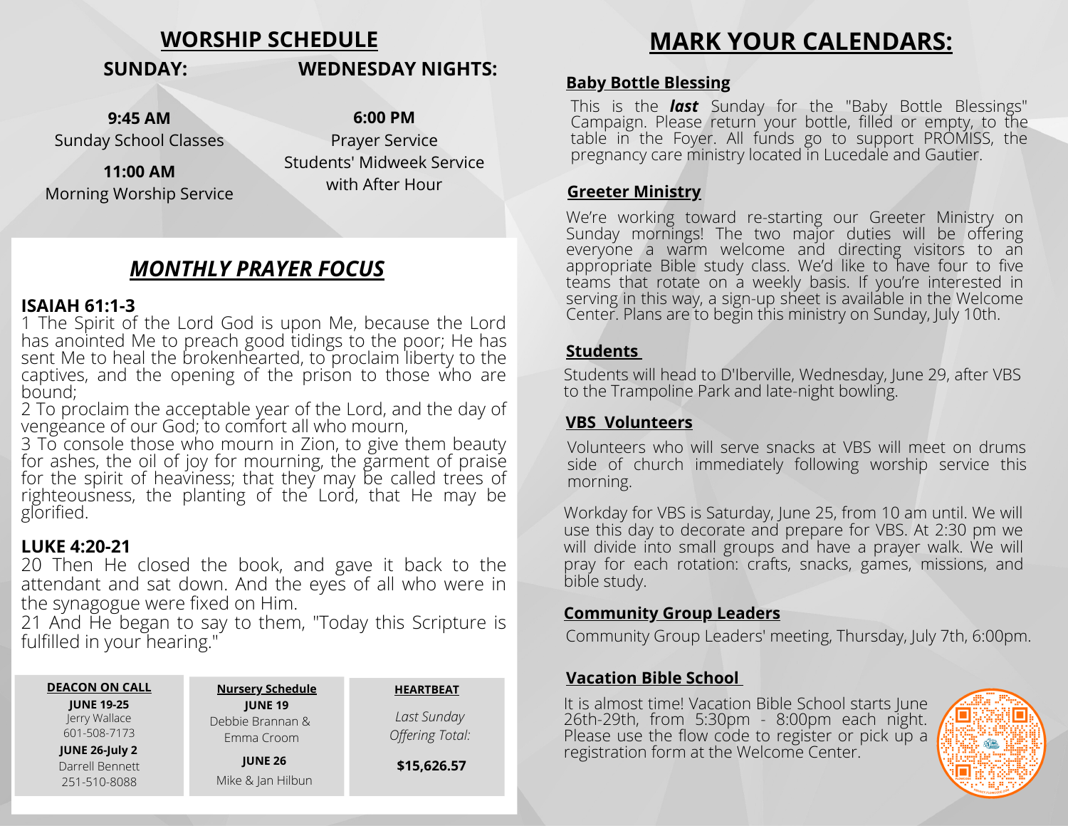## WORSHIP SCHEDULE

**SUNDAY:**

**9:45 AM**
Sunday School Classes

**11:00 AM**
Morning Worship Service

**WEDNESDAY NIGHTS:**

**6:00 PM**
Prayer Service
Students' Midweek Service with After Hour

## *MONTHLY PRAYER FOCUS*

**ISAIAH 61:1-3**

1 The Spirit of the Lord God is upon Me, because the Lord has anointed Me to preach good tidings to the poor; He has sent Me to heal the brokenhearted, to proclaim liberty to the captives, and the opening of the prison to those who are bound;
2 To proclaim the acceptable year of the Lord, and the day of vengeance of our God; to comfort all who mourn,
3 To console those who mourn in Zion, to give them beauty for ashes, the oil of joy for mourning, the garment of praise for the spirit of heaviness; that they may be called trees of righteousness, the planting of the Lord, that He may be glorified.

**LUKE 4:20-21**

20 Then He closed the book, and gave it back to the attendant and sat down. And the eyes of all who were in the synagogue were fixed on Him.
21 And He began to say to them, "Today this Scripture is fulfilled in your hearing."

**DEACON ON CALL**

**JUNE 19-25**
Jerry Wallace
601-508-7173

**JUNE 26-July 2**
Darrell Bennett
251-510-8088

**Nursery Schedule**

**JUNE 19**
Debbie Brannan & Emma Croom

**JUNE 26**
Mike & Jan Hilbun

**HEARTBEAT**

*Last Sunday Offering Total:*

**$15,626.57**

# MARK YOUR CALENDARS:

**Baby Bottle Blessing**

This is the ***last*** Sunday for the "Baby Bottle Blessings" Campaign. Please return your bottle, filled or empty, to the table in the Foyer. All funds go to support PROMISS, the pregnancy care ministry located in Lucedale and Gautier.

**Greeter Ministry**

We're working toward re-starting our Greeter Ministry on Sunday mornings! The two major duties will be offering everyone a warm welcome and directing visitors to an appropriate Bible study class. We'd like to have four to five teams that rotate on a weekly basis. If you're interested in serving in this way, a sign-up sheet is available in the Welcome Center. Plans are to begin this ministry on Sunday, July 10th.

**Students**

Students will head to D'Iberville, Wednesday, June 29, after VBS to the Trampoline Park and late-night bowling.

**VBS Volunteers**

Volunteers who will serve snacks at VBS will meet on drums side of church immediately following worship service this morning.

Workday for VBS is Saturday, June 25, from 10 am until. We will use this day to decorate and prepare for VBS. At 2:30 pm we will divide into small groups and have a prayer walk. We will pray for each rotation: crafts, snacks, games, missions, and bible study.

**Community Group Leaders**

Community Group Leaders' meeting, Thursday, July 7th, 6:00pm.

**Vacation Bible School**

It is almost time! Vacation Bible School starts June 26th-29th, from 5:30pm - 8:00pm each night. Please use the flow code to register or pick up a registration form at the Welcome Center.